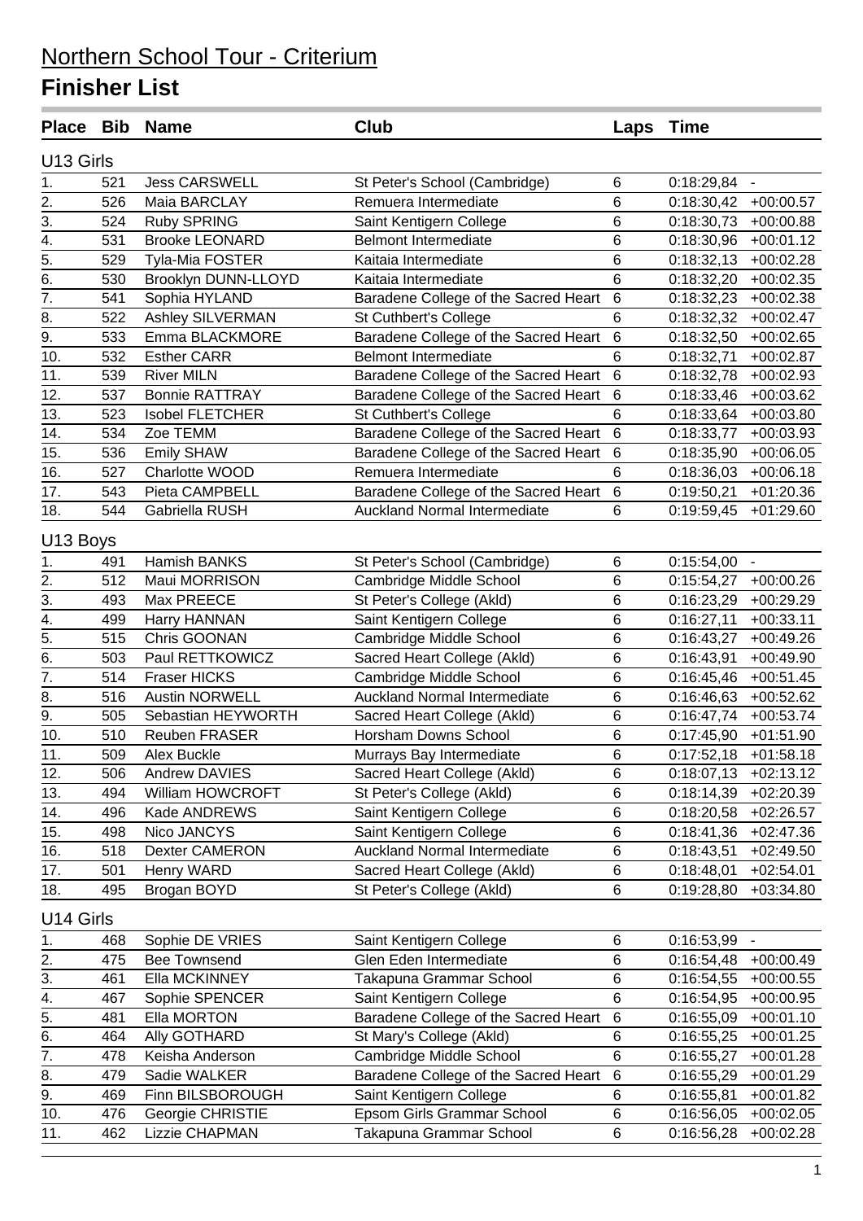# Northern School Tour - Criterium

## Finisher List

| Place | Bib | Name | Club | Laps | Time | |
|---|---|---|---|---|---|---|
| **U13 Girls** | | | | | | |
| 1. | 521 | Jess CARSWELL | St Peter's School (Cambridge) | 6 | 0:18:29,84 | - |
| 2. | 526 | Maia BARCLAY | Remuera Intermediate | 6 | 0:18:30,42 | +00:00.57 |
| 3. | 524 | Ruby SPRING | Saint Kentigern College | 6 | 0:18:30,73 | +00:00.88 |
| 4. | 531 | Brooke LEONARD | Belmont Intermediate | 6 | 0:18:30,96 | +00:01.12 |
| 5. | 529 | Tyla-Mia FOSTER | Kaitaia Intermediate | 6 | 0:18:32,13 | +00:02.28 |
| 6. | 530 | Brooklyn DUNN-LLOYD | Kaitaia Intermediate | 6 | 0:18:32,20 | +00:02.35 |
| 7. | 541 | Sophia HYLAND | Baradene College of the Sacred Heart | 6 | 0:18:32,23 | +00:02.38 |
| 8. | 522 | Ashley SILVERMAN | St Cuthbert's College | 6 | 0:18:32,32 | +00:02.47 |
| 9. | 533 | Emma BLACKMORE | Baradene College of the Sacred Heart | 6 | 0:18:32,50 | +00:02.65 |
| 10. | 532 | Esther CARR | Belmont Intermediate | 6 | 0:18:32,71 | +00:02.87 |
| 11. | 539 | River MILN | Baradene College of the Sacred Heart | 6 | 0:18:32,78 | +00:02.93 |
| 12. | 537 | Bonnie RATTRAY | Baradene College of the Sacred Heart | 6 | 0:18:33,46 | +00:03.62 |
| 13. | 523 | Isobel FLETCHER | St Cuthbert's College | 6 | 0:18:33,64 | +00:03.80 |
| 14. | 534 | Zoe TEMM | Baradene College of the Sacred Heart | 6 | 0:18:33,77 | +00:03.93 |
| 15. | 536 | Emily SHAW | Baradene College of the Sacred Heart | 6 | 0:18:35,90 | +00:06.05 |
| 16. | 527 | Charlotte WOOD | Remuera Intermediate | 6 | 0:18:36,03 | +00:06.18 |
| 17. | 543 | Pieta CAMPBELL | Baradene College of the Sacred Heart | 6 | 0:19:50,21 | +01:20.36 |
| 18. | 544 | Gabriella RUSH | Auckland Normal Intermediate | 6 | 0:19:59,45 | +01:29.60 |
| **U13 Boys** | | | | | | |
| 1. | 491 | Hamish BANKS | St Peter's School (Cambridge) | 6 | 0:15:54,00 | - |
| 2. | 512 | Maui MORRISON | Cambridge Middle School | 6 | 0:15:54,27 | +00:00.26 |
| 3. | 493 | Max PREECE | St Peter's College (Akld) | 6 | 0:16:23,29 | +00:29.29 |
| 4. | 499 | Harry HANNAN | Saint Kentigern College | 6 | 0:16:27,11 | +00:33.11 |
| 5. | 515 | Chris GOONAN | Cambridge Middle School | 6 | 0:16:43,27 | +00:49.26 |
| 6. | 503 | Paul RETTKOWICZ | Sacred Heart College (Akld) | 6 | 0:16:43,91 | +00:49.90 |
| 7. | 514 | Fraser HICKS | Cambridge Middle School | 6 | 0:16:45,46 | +00:51.45 |
| 8. | 516 | Austin NORWELL | Auckland Normal Intermediate | 6 | 0:16:46,63 | +00:52.62 |
| 9. | 505 | Sebastian HEYWORTH | Sacred Heart College (Akld) | 6 | 0:16:47,74 | +00:53.74 |
| 10. | 510 | Reuben FRASER | Horsham Downs School | 6 | 0:17:45,90 | +01:51.90 |
| 11. | 509 | Alex Buckle | Murrays Bay Intermediate | 6 | 0:17:52,18 | +01:58.18 |
| 12. | 506 | Andrew DAVIES | Sacred Heart College (Akld) | 6 | 0:18:07,13 | +02:13.12 |
| 13. | 494 | William HOWCROFT | St Peter's College (Akld) | 6 | 0:18:14,39 | +02:20.39 |
| 14. | 496 | Kade ANDREWS | Saint Kentigern College | 6 | 0:18:20,58 | +02:26.57 |
| 15. | 498 | Nico JANCYS | Saint Kentigern College | 6 | 0:18:41,36 | +02:47.36 |
| 16. | 518 | Dexter CAMERON | Auckland Normal Intermediate | 6 | 0:18:43,51 | +02:49.50 |
| 17. | 501 | Henry WARD | Sacred Heart College (Akld) | 6 | 0:18:48,01 | +02:54.01 |
| 18. | 495 | Brogan BOYD | St Peter's College (Akld) | 6 | 0:19:28,80 | +03:34.80 |
| **U14 Girls** | | | | | | |
| 1. | 468 | Sophie DE VRIES | Saint Kentigern College | 6 | 0:16:53,99 | - |
| 2. | 475 | Bee Townsend | Glen Eden Intermediate | 6 | 0:16:54,48 | +00:00.49 |
| 3. | 461 | Ella MCKINNEY | Takapuna Grammar School | 6 | 0:16:54,55 | +00:00.55 |
| 4. | 467 | Sophie SPENCER | Saint Kentigern College | 6 | 0:16:54,95 | +00:00.95 |
| 5. | 481 | Ella MORTON | Baradene College of the Sacred Heart | 6 | 0:16:55,09 | +00:01.10 |
| 6. | 464 | Ally GOTHARD | St Mary's College (Akld) | 6 | 0:16:55,25 | +00:01.25 |
| 7. | 478 | Keisha Anderson | Cambridge Middle School | 6 | 0:16:55,27 | +00:01.28 |
| 8. | 479 | Sadie WALKER | Baradene College of the Sacred Heart | 6 | 0:16:55,29 | +00:01.29 |
| 9. | 469 | Finn BILSBOROUGH | Saint Kentigern College | 6 | 0:16:55,81 | +00:01.82 |
| 10. | 476 | Georgie CHRISTIE | Epsom Girls Grammar School | 6 | 0:16:56,05 | +00:02.05 |
| 11. | 462 | Lizzie CHAPMAN | Takapuna Grammar School | 6 | 0:16:56,28 | +00:02.28 |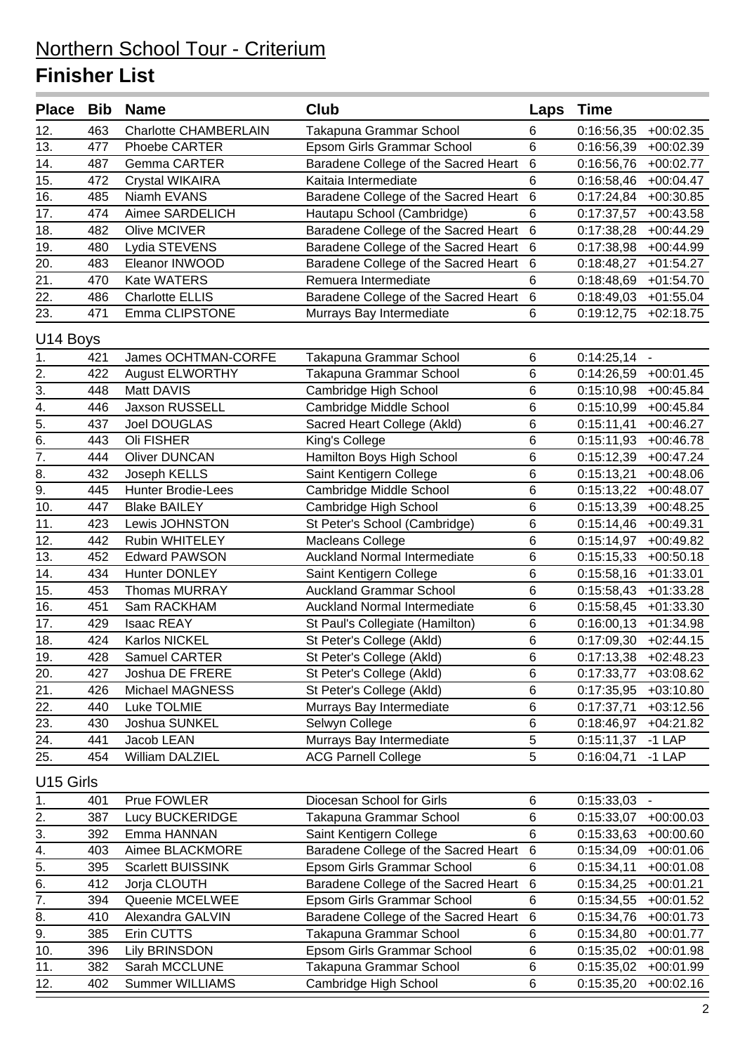# Northern School Tour - Criterium

## Finisher List

| Place | Bib | Name | Club | Laps | Time | |
|---|---|---|---|---|---|---|
| 12. | 463 | Charlotte CHAMBERLAIN | Takapuna Grammar School | 6 | 0:16:56,35 | +00:02.35 |
| 13. | 477 | Phoebe CARTER | Epsom Girls Grammar School | 6 | 0:16:56,39 | +00:02.39 |
| 14. | 487 | Gemma CARTER | Baradene College of the Sacred Heart | 6 | 0:16:56,76 | +00:02.77 |
| 15. | 472 | Crystal WIKAIRA | Kaitaia Intermediate | 6 | 0:16:58,46 | +00:04.47 |
| 16. | 485 | Niamh EVANS | Baradene College of the Sacred Heart | 6 | 0:17:24,84 | +00:30.85 |
| 17. | 474 | Aimee SARDELICH | Hautapu School (Cambridge) | 6 | 0:17:37,57 | +00:43.58 |
| 18. | 482 | Olive MCIVER | Baradene College of the Sacred Heart | 6 | 0:17:38,28 | +00:44.29 |
| 19. | 480 | Lydia STEVENS | Baradene College of the Sacred Heart | 6 | 0:17:38,98 | +00:44.99 |
| 20. | 483 | Eleanor INWOOD | Baradene College of the Sacred Heart | 6 | 0:18:48,27 | +01:54.27 |
| 21. | 470 | Kate WATERS | Remuera Intermediate | 6 | 0:18:48,69 | +01:54.70 |
| 22. | 486 | Charlotte ELLIS | Baradene College of the Sacred Heart | 6 | 0:18:49,03 | +01:55.04 |
| 23. | 471 | Emma CLIPSTONE | Murrays Bay Intermediate | 6 | 0:19:12,75 | +02:18.75 |

### U14 Boys

| Place | Bib | Name | Club | Laps | Time | |
|---|---|---|---|---|---|---|
| 1. | 421 | James OCHTMAN-CORFE | Takapuna Grammar School | 6 | 0:14:25,14 | - |
| 2. | 422 | August ELWORTHY | Takapuna Grammar School | 6 | 0:14:26,59 | +00:01.45 |
| 3. | 448 | Matt DAVIS | Cambridge High School | 6 | 0:15:10,98 | +00:45.84 |
| 4. | 446 | Jaxson RUSSELL | Cambridge Middle School | 6 | 0:15:10,99 | +00:45.84 |
| 5. | 437 | Joel DOUGLAS | Sacred Heart College (Akld) | 6 | 0:15:11,41 | +00:46.27 |
| 6. | 443 | Oli FISHER | King's College | 6 | 0:15:11,93 | +00:46.78 |
| 7. | 444 | Oliver DUNCAN | Hamilton Boys High School | 6 | 0:15:12,39 | +00:47.24 |
| 8. | 432 | Joseph KELLS | Saint Kentigern College | 6 | 0:15:13,21 | +00:48.06 |
| 9. | 445 | Hunter Brodie-Lees | Cambridge Middle School | 6 | 0:15:13,22 | +00:48.07 |
| 10. | 447 | Blake BAILEY | Cambridge High School | 6 | 0:15:13,39 | +00:48.25 |
| 11. | 423 | Lewis JOHNSTON | St Peter's School (Cambridge) | 6 | 0:15:14,46 | +00:49.31 |
| 12. | 442 | Rubin WHITELEY | Macleans College | 6 | 0:15:14,97 | +00:49.82 |
| 13. | 452 | Edward PAWSON | Auckland Normal Intermediate | 6 | 0:15:15,33 | +00:50.18 |
| 14. | 434 | Hunter DONLEY | Saint Kentigern College | 6 | 0:15:58,16 | +01:33.01 |
| 15. | 453 | Thomas MURRAY | Auckland Grammar School | 6 | 0:15:58,43 | +01:33.28 |
| 16. | 451 | Sam RACKHAM | Auckland Normal Intermediate | 6 | 0:15:58,45 | +01:33.30 |
| 17. | 429 | Isaac REAY | St Paul's Collegiate (Hamilton) | 6 | 0:16:00,13 | +01:34.98 |
| 18. | 424 | Karlos NICKEL | St Peter's College (Akld) | 6 | 0:17:09,30 | +02:44.15 |
| 19. | 428 | Samuel CARTER | St Peter's College (Akld) | 6 | 0:17:13,38 | +02:48.23 |
| 20. | 427 | Joshua DE FRERE | St Peter's College (Akld) | 6 | 0:17:33,77 | +03:08.62 |
| 21. | 426 | Michael MAGNESS | St Peter's College (Akld) | 6 | 0:17:35,95 | +03:10.80 |
| 22. | 440 | Luke TOLMIE | Murrays Bay Intermediate | 6 | 0:17:37,71 | +03:12.56 |
| 23. | 430 | Joshua SUNKEL | Selwyn College | 6 | 0:18:46,97 | +04:21.82 |
| 24. | 441 | Jacob LEAN | Murrays Bay Intermediate | 5 | 0:15:11,37 | -1 LAP |
| 25. | 454 | William DALZIEL | ACG Parnell College | 5 | 0:16:04,71 | -1 LAP |

### U15 Girls

| Place | Bib | Name | Club | Laps | Time | |
|---|---|---|---|---|---|---|
| 1. | 401 | Prue FOWLER | Diocesan School for Girls | 6 | 0:15:33,03 | - |
| 2. | 387 | Lucy BUCKERIDGE | Takapuna Grammar School | 6 | 0:15:33,07 | +00:00.03 |
| 3. | 392 | Emma HANNAN | Saint Kentigern College | 6 | 0:15:33,63 | +00:00.60 |
| 4. | 403 | Aimee BLACKMORE | Baradene College of the Sacred Heart | 6 | 0:15:34,09 | +00:01.06 |
| 5. | 395 | Scarlett BUISSINK | Epsom Girls Grammar School | 6 | 0:15:34,11 | +00:01.08 |
| 6. | 412 | Jorja CLOUTH | Baradene College of the Sacred Heart | 6 | 0:15:34,25 | +00:01.21 |
| 7. | 394 | Queenie MCELWEE | Epsom Girls Grammar School | 6 | 0:15:34,55 | +00:01.52 |
| 8. | 410 | Alexandra GALVIN | Baradene College of the Sacred Heart | 6 | 0:15:34,76 | +00:01.73 |
| 9. | 385 | Erin CUTTS | Takapuna Grammar School | 6 | 0:15:34,80 | +00:01.77 |
| 10. | 396 | Lily BRINSDON | Epsom Girls Grammar School | 6 | 0:15:35,02 | +00:01.98 |
| 11. | 382 | Sarah MCCLUNE | Takapuna Grammar School | 6 | 0:15:35,02 | +00:01.99 |
| 12. | 402 | Summer WILLIAMS | Cambridge High School | 6 | 0:15:35,20 | +00:02.16 |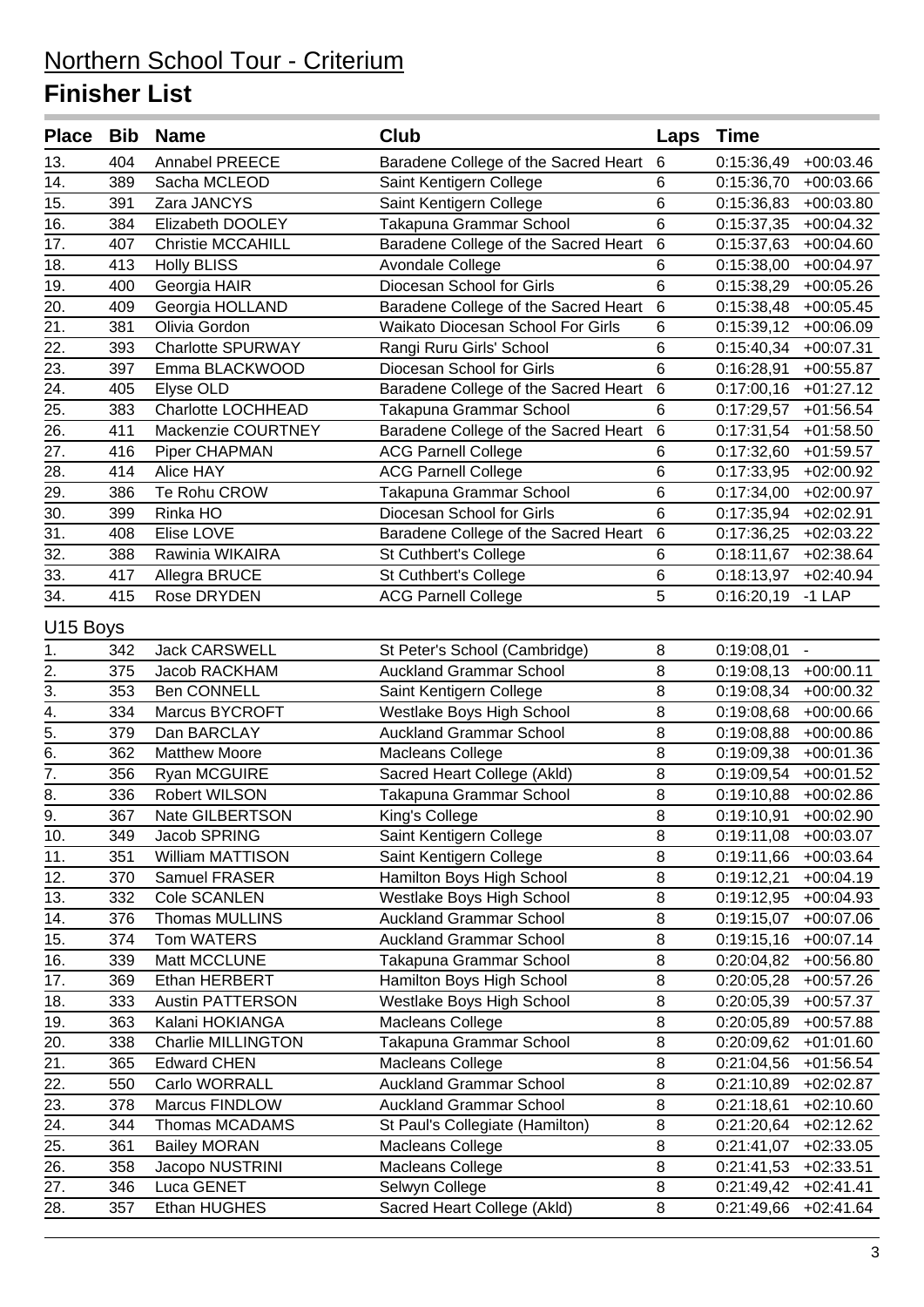## Northern School Tour - Criterium

# Finisher List

| Place | Bib | Name | Club | Laps | Time | |
|---|---|---|---|---|---|---|
| 13. | 404 | Annabel PREECE | Baradene College of the Sacred Heart | 6 | 0:15:36,49 | +00:03.46 |
| 14. | 389 | Sacha MCLEOD | Saint Kentigern College | 6 | 0:15:36,70 | +00:03.66 |
| 15. | 391 | Zara JANCYS | Saint Kentigern College | 6 | 0:15:36,83 | +00:03.80 |
| 16. | 384 | Elizabeth DOOLEY | Takapuna Grammar School | 6 | 0:15:37,35 | +00:04.32 |
| 17. | 407 | Christie MCCAHILL | Baradene College of the Sacred Heart | 6 | 0:15:37,63 | +00:04.60 |
| 18. | 413 | Holly BLISS | Avondale College | 6 | 0:15:38,00 | +00:04.97 |
| 19. | 400 | Georgia HAIR | Diocesan School for Girls | 6 | 0:15:38,29 | +00:05.26 |
| 20. | 409 | Georgia HOLLAND | Baradene College of the Sacred Heart | 6 | 0:15:38,48 | +00:05.45 |
| 21. | 381 | Olivia Gordon | Waikato Diocesan School For Girls | 6 | 0:15:39,12 | +00:06.09 |
| 22. | 393 | Charlotte SPURWAY | Rangi Ruru Girls' School | 6 | 0:15:40,34 | +00:07.31 |
| 23. | 397 | Emma BLACKWOOD | Diocesan School for Girls | 6 | 0:16:28,91 | +00:55.87 |
| 24. | 405 | Elyse OLD | Baradene College of the Sacred Heart | 6 | 0:17:00,16 | +01:27.12 |
| 25. | 383 | Charlotte LOCHHEAD | Takapuna Grammar School | 6 | 0:17:29,57 | +01:56.54 |
| 26. | 411 | Mackenzie COURTNEY | Baradene College of the Sacred Heart | 6 | 0:17:31,54 | +01:58.50 |
| 27. | 416 | Piper CHAPMAN | ACG Parnell College | 6 | 0:17:32,60 | +01:59.57 |
| 28. | 414 | Alice HAY | ACG Parnell College | 6 | 0:17:33,95 | +02:00.92 |
| 29. | 386 | Te Rohu CROW | Takapuna Grammar School | 6 | 0:17:34,00 | +02:00.97 |
| 30. | 399 | Rinka HO | Diocesan School for Girls | 6 | 0:17:35,94 | +02:02.91 |
| 31. | 408 | Elise LOVE | Baradene College of the Sacred Heart | 6 | 0:17:36,25 | +02:03.22 |
| 32. | 388 | Rawinia WIKAIRA | St Cuthbert's College | 6 | 0:18:11,67 | +02:38.64 |
| 33. | 417 | Allegra BRUCE | St Cuthbert's College | 6 | 0:18:13,97 | +02:40.94 |
| 34. | 415 | Rose DRYDEN | ACG Parnell College | 5 | 0:16:20,19 | -1 LAP |

### U15 Boys

| Place | Bib | Name | Club | Laps | Time | |
|---|---|---|---|---|---|---|
| 1. | 342 | Jack CARSWELL | St Peter's School (Cambridge) | 8 | 0:19:08,01 | - |
| 2. | 375 | Jacob RACKHAM | Auckland Grammar School | 8 | 0:19:08,13 | +00:00.11 |
| 3. | 353 | Ben CONNELL | Saint Kentigern College | 8 | 0:19:08,34 | +00:00.32 |
| 4. | 334 | Marcus BYCROFT | Westlake Boys High School | 8 | 0:19:08,68 | +00:00.66 |
| 5. | 379 | Dan BARCLAY | Auckland Grammar School | 8 | 0:19:08,88 | +00:00.86 |
| 6. | 362 | Matthew Moore | Macleans College | 8 | 0:19:09,38 | +00:01.36 |
| 7. | 356 | Ryan MCGUIRE | Sacred Heart College (Akld) | 8 | 0:19:09,54 | +00:01.52 |
| 8. | 336 | Robert WILSON | Takapuna Grammar School | 8 | 0:19:10,88 | +00:02.86 |
| 9. | 367 | Nate GILBERTSON | King's College | 8 | 0:19:10,91 | +00:02.90 |
| 10. | 349 | Jacob SPRING | Saint Kentigern College | 8 | 0:19:11,08 | +00:03.07 |
| 11. | 351 | William MATTISON | Saint Kentigern College | 8 | 0:19:11,66 | +00:03.64 |
| 12. | 370 | Samuel FRASER | Hamilton Boys High School | 8 | 0:19:12,21 | +00:04.19 |
| 13. | 332 | Cole SCANLEN | Westlake Boys High School | 8 | 0:19:12,95 | +00:04.93 |
| 14. | 376 | Thomas MULLINS | Auckland Grammar School | 8 | 0:19:15,07 | +00:07.06 |
| 15. | 374 | Tom WATERS | Auckland Grammar School | 8 | 0:19:15,16 | +00:07.14 |
| 16. | 339 | Matt MCCLUNE | Takapuna Grammar School | 8 | 0:20:04,82 | +00:56.80 |
| 17. | 369 | Ethan HERBERT | Hamilton Boys High School | 8 | 0:20:05,28 | +00:57.26 |
| 18. | 333 | Austin PATTERSON | Westlake Boys High School | 8 | 0:20:05,39 | +00:57.37 |
| 19. | 363 | Kalani HOKIANGA | Macleans College | 8 | 0:20:05,89 | +00:57.88 |
| 20. | 338 | Charlie MILLINGTON | Takapuna Grammar School | 8 | 0:20:09,62 | +01:01.60 |
| 21. | 365 | Edward CHEN | Macleans College | 8 | 0:21:04,56 | +01:56.54 |
| 22. | 550 | Carlo WORRALL | Auckland Grammar School | 8 | 0:21:10,89 | +02:02.87 |
| 23. | 378 | Marcus FINDLOW | Auckland Grammar School | 8 | 0:21:18,61 | +02:10.60 |
| 24. | 344 | Thomas MCADAMS | St Paul's Collegiate (Hamilton) | 8 | 0:21:20,64 | +02:12.62 |
| 25. | 361 | Bailey MORAN | Macleans College | 8 | 0:21:41,07 | +02:33.05 |
| 26. | 358 | Jacopo NUSTRINI | Macleans College | 8 | 0:21:41,53 | +02:33.51 |
| 27. | 346 | Luca GENET | Selwyn College | 8 | 0:21:49,42 | +02:41.41 |
| 28. | 357 | Ethan HUGHES | Sacred Heart College (Akld) | 8 | 0:21:49,66 | +02:41.64 |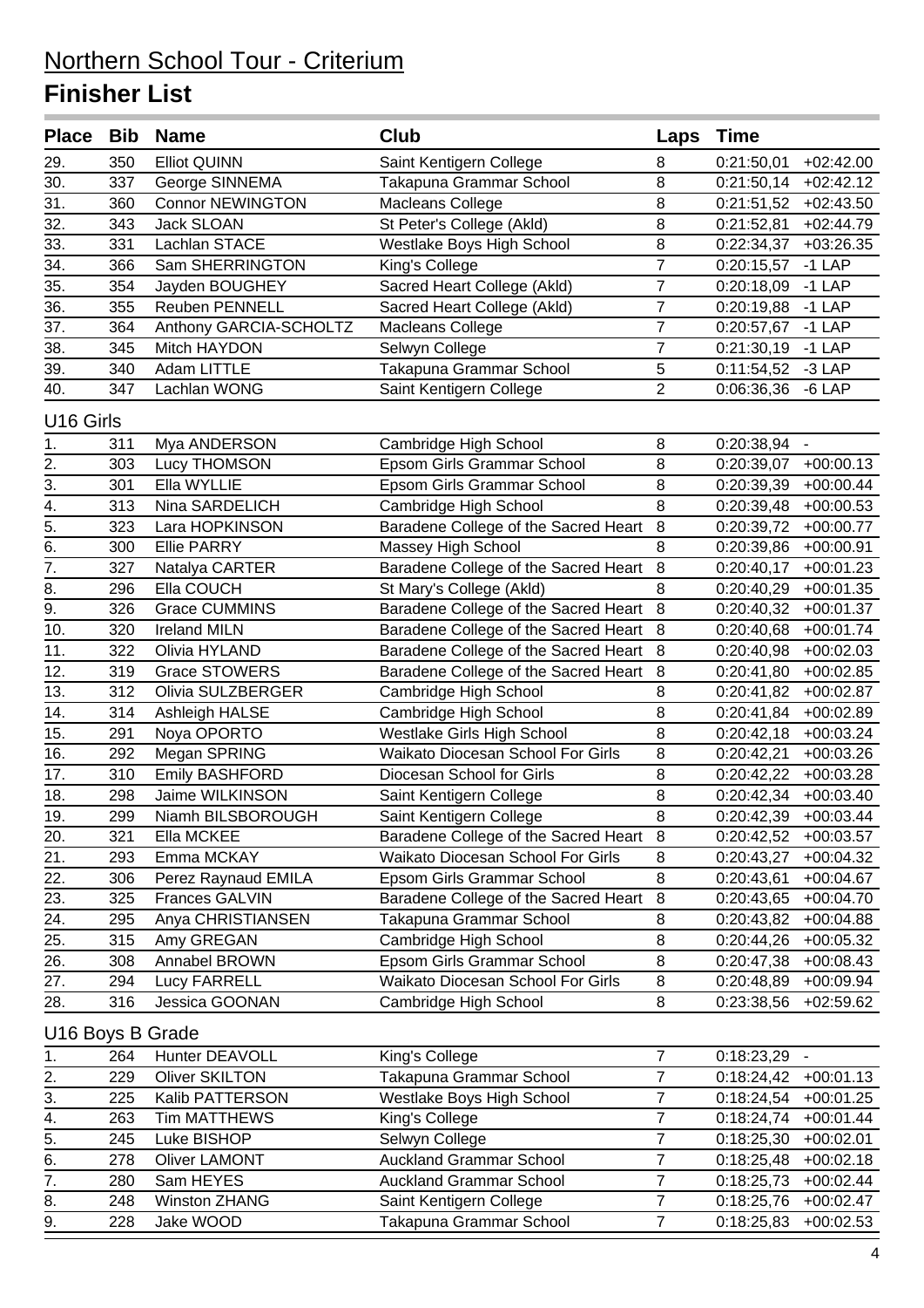# Northern School Tour - Criterium

## Finisher List

| Place | Bib | Name | Club | Laps | Time | |
|---|---|---|---|---|---|---|
| 29. | 350 | Elliot QUINN | Saint Kentigern College | 8 | 0:21:50,01 | +02:42.00 |
| 30. | 337 | George SINNEMA | Takapuna Grammar School | 8 | 0:21:50,14 | +02:42.12 |
| 31. | 360 | Connor NEWINGTON | Macleans College | 8 | 0:21:51,52 | +02:43.50 |
| 32. | 343 | Jack SLOAN | St Peter's College (Akld) | 8 | 0:21:52,81 | +02:44.79 |
| 33. | 331 | Lachlan STACE | Westlake Boys High School | 8 | 0:22:34,37 | +03:26.35 |
| 34. | 366 | Sam SHERRINGTON | King's College | 7 | 0:20:15,57 | -1 LAP |
| 35. | 354 | Jayden BOUGHEY | Sacred Heart College (Akld) | 7 | 0:20:18,09 | -1 LAP |
| 36. | 355 | Reuben PENNELL | Sacred Heart College (Akld) | 7 | 0:20:19,88 | -1 LAP |
| 37. | 364 | Anthony GARCIA-SCHOLTZ | Macleans College | 7 | 0:20:57,67 | -1 LAP |
| 38. | 345 | Mitch HAYDON | Selwyn College | 7 | 0:21:30,19 | -1 LAP |
| 39. | 340 | Adam LITTLE | Takapuna Grammar School | 5 | 0:11:54,52 | -3 LAP |
| 40. | 347 | Lachlan WONG | Saint Kentigern College | 2 | 0:06:36,36 | -6 LAP |

### U16 Girls

| Place | Bib | Name | Club | Laps | Time | |
|---|---|---|---|---|---|---|
| 1. | 311 | Mya ANDERSON | Cambridge High School | 8 | 0:20:38,94 | - |
| 2. | 303 | Lucy THOMSON | Epsom Girls Grammar School | 8 | 0:20:39,07 | +00:00.13 |
| 3. | 301 | Ella WYLLIE | Epsom Girls Grammar School | 8 | 0:20:39,39 | +00:00.44 |
| 4. | 313 | Nina SARDELICH | Cambridge High School | 8 | 0:20:39,48 | +00:00.53 |
| 5. | 323 | Lara HOPKINSON | Baradene College of the Sacred Heart | 8 | 0:20:39,72 | +00:00.77 |
| 6. | 300 | Ellie PARRY | Massey High School | 8 | 0:20:39,86 | +00:00.91 |
| 7. | 327 | Natalya CARTER | Baradene College of the Sacred Heart | 8 | 0:20:40,17 | +00:01.23 |
| 8. | 296 | Ella COUCH | St Mary's College (Akld) | 8 | 0:20:40,29 | +00:01.35 |
| 9. | 326 | Grace CUMMINS | Baradene College of the Sacred Heart | 8 | 0:20:40,32 | +00:01.37 |
| 10. | 320 | Ireland MILN | Baradene College of the Sacred Heart | 8 | 0:20:40,68 | +00:01.74 |
| 11. | 322 | Olivia HYLAND | Baradene College of the Sacred Heart | 8 | 0:20:40,98 | +00:02.03 |
| 12. | 319 | Grace STOWERS | Baradene College of the Sacred Heart | 8 | 0:20:41,80 | +00:02.85 |
| 13. | 312 | Olivia SULZBERGER | Cambridge High School | 8 | 0:20:41,82 | +00:02.87 |
| 14. | 314 | Ashleigh HALSE | Cambridge High School | 8 | 0:20:41,84 | +00:02.89 |
| 15. | 291 | Noya OPORTO | Westlake Girls High School | 8 | 0:20:42,18 | +00:03.24 |
| 16. | 292 | Megan SPRING | Waikato Diocesan School For Girls | 8 | 0:20:42,21 | +00:03.26 |
| 17. | 310 | Emily BASHFORD | Diocesan School for Girls | 8 | 0:20:42,22 | +00:03.28 |
| 18. | 298 | Jaime WILKINSON | Saint Kentigern College | 8 | 0:20:42,34 | +00:03.40 |
| 19. | 299 | Niamh BILSBOROUGH | Saint Kentigern College | 8 | 0:20:42,39 | +00:03.44 |
| 20. | 321 | Ella MCKEE | Baradene College of the Sacred Heart | 8 | 0:20:42,52 | +00:03.57 |
| 21. | 293 | Emma MCKAY | Waikato Diocesan School For Girls | 8 | 0:20:43,27 | +00:04.32 |
| 22. | 306 | Perez Raynaud EMILA | Epsom Girls Grammar School | 8 | 0:20:43,61 | +00:04.67 |
| 23. | 325 | Frances GALVIN | Baradene College of the Sacred Heart | 8 | 0:20:43,65 | +00:04.70 |
| 24. | 295 | Anya CHRISTIANSEN | Takapuna Grammar School | 8 | 0:20:43,82 | +00:04.88 |
| 25. | 315 | Amy GREGAN | Cambridge High School | 8 | 0:20:44,26 | +00:05.32 |
| 26. | 308 | Annabel BROWN | Epsom Girls Grammar School | 8 | 0:20:47,38 | +00:08.43 |
| 27. | 294 | Lucy FARRELL | Waikato Diocesan School For Girls | 8 | 0:20:48,89 | +00:09.94 |
| 28. | 316 | Jessica GOONAN | Cambridge High School | 8 | 0:23:38,56 | +02:59.62 |

### U16 Boys B Grade

| Place | Bib | Name | Club | Laps | Time | |
|---|---|---|---|---|---|---|
| 1. | 264 | Hunter DEAVOLL | King's College | 7 | 0:18:23,29 | - |
| 2. | 229 | Oliver SKILTON | Takapuna Grammar School | 7 | 0:18:24,42 | +00:01.13 |
| 3. | 225 | Kalib PATTERSON | Westlake Boys High School | 7 | 0:18:24,54 | +00:01.25 |
| 4. | 263 | Tim MATTHEWS | King's College | 7 | 0:18:24,74 | +00:01.44 |
| 5. | 245 | Luke BISHOP | Selwyn College | 7 | 0:18:25,30 | +00:02.01 |
| 6. | 278 | Oliver LAMONT | Auckland Grammar School | 7 | 0:18:25,48 | +00:02.18 |
| 7. | 280 | Sam HEYES | Auckland Grammar School | 7 | 0:18:25,73 | +00:02.44 |
| 8. | 248 | Winston ZHANG | Saint Kentigern College | 7 | 0:18:25,76 | +00:02.47 |
| 9. | 228 | Jake WOOD | Takapuna Grammar School | 7 | 0:18:25,83 | +00:02.53 |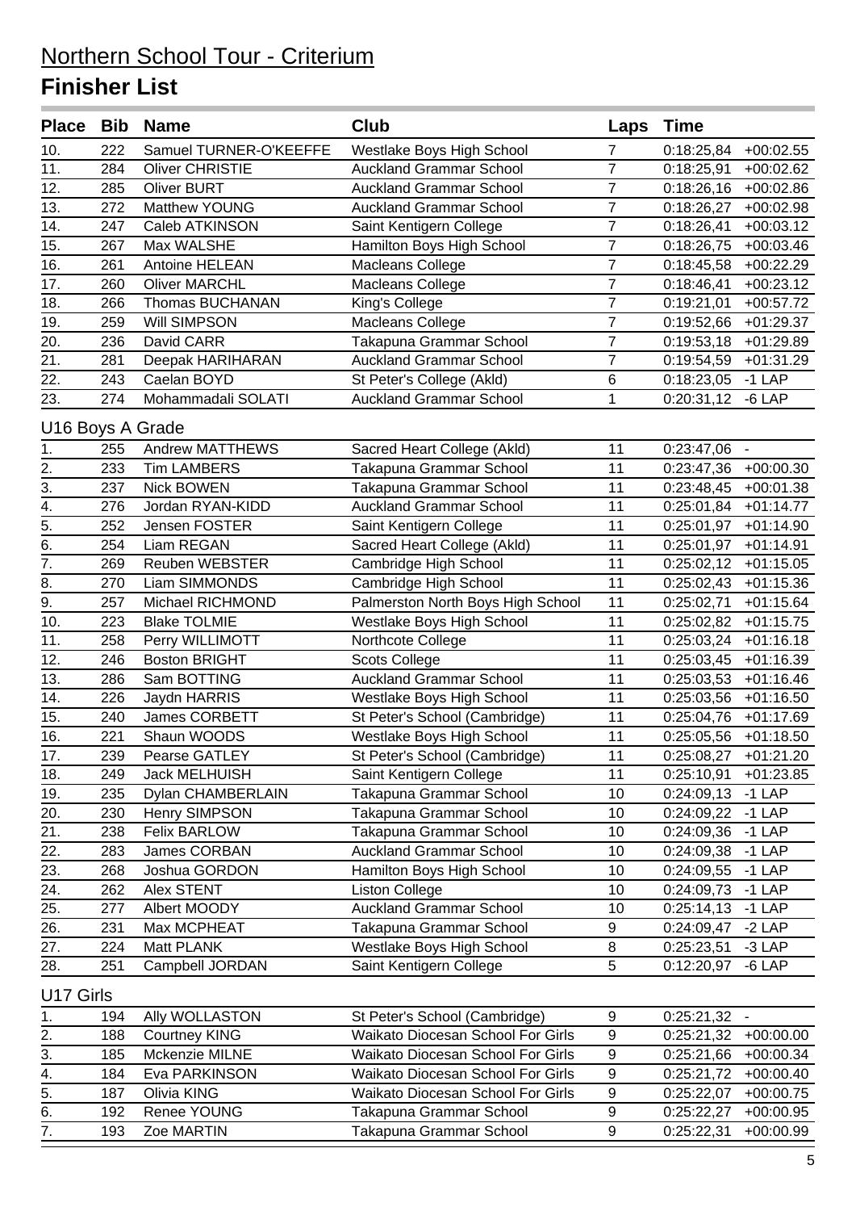# Northern School Tour - Criterium

## Finisher List

| Place | Bib | Name | Club | Laps | Time | |
|---|---|---|---|---|---|---|
| 10. | 222 | Samuel TURNER-O'KEEFFE | Westlake Boys High School | 7 | 0:18:25,84 | +00:02.55 |
| 11. | 284 | Oliver CHRISTIE | Auckland Grammar School | 7 | 0:18:25,91 | +00:02.62 |
| 12. | 285 | Oliver BURT | Auckland Grammar School | 7 | 0:18:26,16 | +00:02.86 |
| 13. | 272 | Matthew YOUNG | Auckland Grammar School | 7 | 0:18:26,27 | +00:02.98 |
| 14. | 247 | Caleb ATKINSON | Saint Kentigern College | 7 | 0:18:26,41 | +00:03.12 |
| 15. | 267 | Max WALSHE | Hamilton Boys High School | 7 | 0:18:26,75 | +00:03.46 |
| 16. | 261 | Antoine HELEAN | Macleans College | 7 | 0:18:45,58 | +00:22.29 |
| 17. | 260 | Oliver MARCHL | Macleans College | 7 | 0:18:46,41 | +00:23.12 |
| 18. | 266 | Thomas BUCHANAN | King's College | 7 | 0:19:21,01 | +00:57.72 |
| 19. | 259 | Will SIMPSON | Macleans College | 7 | 0:19:52,66 | +01:29.37 |
| 20. | 236 | David CARR | Takapuna Grammar School | 7 | 0:19:53,18 | +01:29.89 |
| 21. | 281 | Deepak HARIHARAN | Auckland Grammar School | 7 | 0:19:54,59 | +01:31.29 |
| 22. | 243 | Caelan BOYD | St Peter's College (Akld) | 6 | 0:18:23,05 | -1 LAP |
| 23. | 274 | Mohammadali SOLATI | Auckland Grammar School | 1 | 0:20:31,12 | -6 LAP |

### U16 Boys A Grade

| Place | Bib | Name | Club | Laps | Time | |
|---|---|---|---|---|---|---|
| 1. | 255 | Andrew MATTHEWS | Sacred Heart College (Akld) | 11 | 0:23:47,06 | - |
| 2. | 233 | Tim LAMBERS | Takapuna Grammar School | 11 | 0:23:47,36 | +00:00.30 |
| 3. | 237 | Nick BOWEN | Takapuna Grammar School | 11 | 0:23:48,45 | +00:01.38 |
| 4. | 276 | Jordan RYAN-KIDD | Auckland Grammar School | 11 | 0:25:01,84 | +01:14.77 |
| 5. | 252 | Jensen FOSTER | Saint Kentigern College | 11 | 0:25:01,97 | +01:14.90 |
| 6. | 254 | Liam REGAN | Sacred Heart College (Akld) | 11 | 0:25:01,97 | +01:14.91 |
| 7. | 269 | Reuben WEBSTER | Cambridge High School | 11 | 0:25:02,12 | +01:15.05 |
| 8. | 270 | Liam SIMMONDS | Cambridge High School | 11 | 0:25:02,43 | +01:15.36 |
| 9. | 257 | Michael RICHMOND | Palmerston North Boys High School | 11 | 0:25:02,71 | +01:15.64 |
| 10. | 223 | Blake TOLMIE | Westlake Boys High School | 11 | 0:25:02,82 | +01:15.75 |
| 11. | 258 | Perry WILLIMOTT | Northcote College | 11 | 0:25:03,24 | +01:16.18 |
| 12. | 246 | Boston BRIGHT | Scots College | 11 | 0:25:03,45 | +01:16.39 |
| 13. | 286 | Sam BOTTING | Auckland Grammar School | 11 | 0:25:03,53 | +01:16.46 |
| 14. | 226 | Jaydn HARRIS | Westlake Boys High School | 11 | 0:25:03,56 | +01:16.50 |
| 15. | 240 | James CORBETT | St Peter's School (Cambridge) | 11 | 0:25:04,76 | +01:17.69 |
| 16. | 221 | Shaun WOODS | Westlake Boys High School | 11 | 0:25:05,56 | +01:18.50 |
| 17. | 239 | Pearse GATLEY | St Peter's School (Cambridge) | 11 | 0:25:08,27 | +01:21.20 |
| 18. | 249 | Jack MELHUISH | Saint Kentigern College | 11 | 0:25:10,91 | +01:23.85 |
| 19. | 235 | Dylan CHAMBERLAIN | Takapuna Grammar School | 10 | 0:24:09,13 | -1 LAP |
| 20. | 230 | Henry SIMPSON | Takapuna Grammar School | 10 | 0:24:09,22 | -1 LAP |
| 21. | 238 | Felix BARLOW | Takapuna Grammar School | 10 | 0:24:09,36 | -1 LAP |
| 22. | 283 | James CORBAN | Auckland Grammar School | 10 | 0:24:09,38 | -1 LAP |
| 23. | 268 | Joshua GORDON | Hamilton Boys High School | 10 | 0:24:09,55 | -1 LAP |
| 24. | 262 | Alex STENT | Liston College | 10 | 0:24:09,73 | -1 LAP |
| 25. | 277 | Albert MOODY | Auckland Grammar School | 10 | 0:25:14,13 | -1 LAP |
| 26. | 231 | Max MCPHEAT | Takapuna Grammar School | 9 | 0:24:09,47 | -2 LAP |
| 27. | 224 | Matt PLANK | Westlake Boys High School | 8 | 0:25:23,51 | -3 LAP |
| 28. | 251 | Campbell JORDAN | Saint Kentigern College | 5 | 0:12:20,97 | -6 LAP |

### U17 Girls

| Place | Bib | Name | Club | Laps | Time | |
|---|---|---|---|---|---|---|
| 1. | 194 | Ally WOLLASTON | St Peter's School (Cambridge) | 9 | 0:25:21,32 | - |
| 2. | 188 | Courtney KING | Waikato Diocesan School For Girls | 9 | 0:25:21,32 | +00:00.00 |
| 3. | 185 | Mckenzie MILNE | Waikato Diocesan School For Girls | 9 | 0:25:21,66 | +00:00.34 |
| 4. | 184 | Eva PARKINSON | Waikato Diocesan School For Girls | 9 | 0:25:21,72 | +00:00.40 |
| 5. | 187 | Olivia KING | Waikato Diocesan School For Girls | 9 | 0:25:22,07 | +00:00.75 |
| 6. | 192 | Renee YOUNG | Takapuna Grammar School | 9 | 0:25:22,27 | +00:00.95 |
| 7. | 193 | Zoe MARTIN | Takapuna Grammar School | 9 | 0:25:22,31 | +00:00.99 |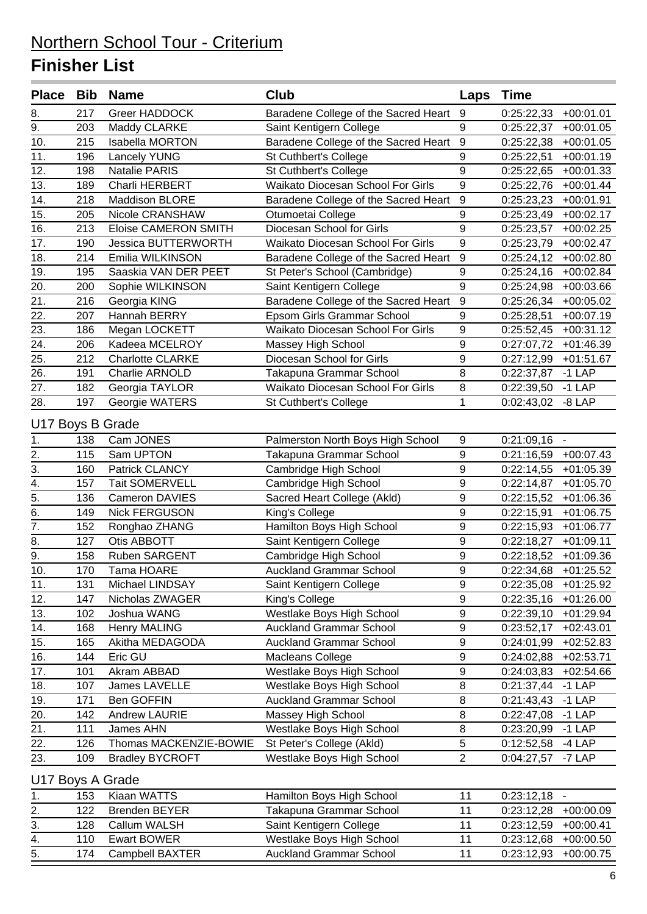# Northern School Tour - Criterium

## Finisher List

| Place | Bib | Name | Club | Laps | Time | |
|---|---|---|---|---|---|---|
| 8. | 217 | Greer HADDOCK | Baradene College of the Sacred Heart | 9 | 0:25:22,33 | +00:01.01 |
| 9. | 203 | Maddy CLARKE | Saint Kentigern College | 9 | 0:25:22,37 | +00:01.05 |
| 10. | 215 | Isabella MORTON | Baradene College of the Sacred Heart | 9 | 0:25:22,38 | +00:01.05 |
| 11. | 196 | Lancely YUNG | St Cuthbert's College | 9 | 0:25:22,51 | +00:01.19 |
| 12. | 198 | Natalie PARIS | St Cuthbert's College | 9 | 0:25:22,65 | +00:01.33 |
| 13. | 189 | Charli HERBERT | Waikato Diocesan School For Girls | 9 | 0:25:22,76 | +00:01.44 |
| 14. | 218 | Maddison BLORE | Baradene College of the Sacred Heart | 9 | 0:25:23,23 | +00:01.91 |
| 15. | 205 | Nicole CRANSHAW | Otumoetai College | 9 | 0:25:23,49 | +00:02.17 |
| 16. | 213 | Eloise CAMERON SMITH | Diocesan School for Girls | 9 | 0:25:23,57 | +00:02.25 |
| 17. | 190 | Jessica BUTTERWORTH | Waikato Diocesan School For Girls | 9 | 0:25:23,79 | +00:02.47 |
| 18. | 214 | Emilia WILKINSON | Baradene College of the Sacred Heart | 9 | 0:25:24,12 | +00:02.80 |
| 19. | 195 | Saaskia VAN DER PEET | St Peter's School (Cambridge) | 9 | 0:25:24,16 | +00:02.84 |
| 20. | 200 | Sophie WILKINSON | Saint Kentigern College | 9 | 0:25:24,98 | +00:03.66 |
| 21. | 216 | Georgia KING | Baradene College of the Sacred Heart | 9 | 0:25:26,34 | +00:05.02 |
| 22. | 207 | Hannah BERRY | Epsom Girls Grammar School | 9 | 0:25:28,51 | +00:07.19 |
| 23. | 186 | Megan LOCKETT | Waikato Diocesan School For Girls | 9 | 0:25:52,45 | +00:31.12 |
| 24. | 206 | Kadeea MCELROY | Massey High School | 9 | 0:27:07,72 | +01:46.39 |
| 25. | 212 | Charlotte CLARKE | Diocesan School for Girls | 9 | 0:27:12,99 | +01:51.67 |
| 26. | 191 | Charlie ARNOLD | Takapuna Grammar School | 8 | 0:22:37,87 | -1 LAP |
| 27. | 182 | Georgia TAYLOR | Waikato Diocesan School For Girls | 8 | 0:22:39,50 | -1 LAP |
| 28. | 197 | Georgie WATERS | St Cuthbert's College | 1 | 0:02:43,02 | -8 LAP |

### U17 Boys B Grade

| Place | Bib | Name | Club | Laps | Time | |
|---|---|---|---|---|---|---|
| 1. | 138 | Cam JONES | Palmerston North Boys High School | 9 | 0:21:09,16 | - |
| 2. | 115 | Sam UPTON | Takapuna Grammar School | 9 | 0:21:16,59 | +00:07.43 |
| 3. | 160 | Patrick CLANCY | Cambridge High School | 9 | 0:22:14,55 | +01:05.39 |
| 4. | 157 | Tait SOMERVELL | Cambridge High School | 9 | 0:22:14,87 | +01:05.70 |
| 5. | 136 | Cameron DAVIES | Sacred Heart College (Akld) | 9 | 0:22:15,52 | +01:06.36 |
| 6. | 149 | Nick FERGUSON | King's College | 9 | 0:22:15,91 | +01:06.75 |
| 7. | 152 | Ronghao ZHANG | Hamilton Boys High School | 9 | 0:22:15,93 | +01:06.77 |
| 8. | 127 | Otis ABBOTT | Saint Kentigern College | 9 | 0:22:18,27 | +01:09.11 |
| 9. | 158 | Ruben SARGENT | Cambridge High School | 9 | 0:22:18,52 | +01:09.36 |
| 10. | 170 | Tama HOARE | Auckland Grammar School | 9 | 0:22:34,68 | +01:25.52 |
| 11. | 131 | Michael LINDSAY | Saint Kentigern College | 9 | 0:22:35,08 | +01:25.92 |
| 12. | 147 | Nicholas ZWAGER | King's College | 9 | 0:22:35,16 | +01:26.00 |
| 13. | 102 | Joshua WANG | Westlake Boys High School | 9 | 0:22:39,10 | +01:29.94 |
| 14. | 168 | Henry MALING | Auckland Grammar School | 9 | 0:23:52,17 | +02:43.01 |
| 15. | 165 | Akitha MEDAGODA | Auckland Grammar School | 9 | 0:24:01,99 | +02:52.83 |
| 16. | 144 | Eric GU | Macleans College | 9 | 0:24:02,88 | +02:53.71 |
| 17. | 101 | Akram ABBAD | Westlake Boys High School | 9 | 0:24:03,83 | +02:54.66 |
| 18. | 107 | James LAVELLE | Westlake Boys High School | 8 | 0:21:37,44 | -1 LAP |
| 19. | 171 | Ben GOFFIN | Auckland Grammar School | 8 | 0:21:43,43 | -1 LAP |
| 20. | 142 | Andrew LAURIE | Massey High School | 8 | 0:22:47,08 | -1 LAP |
| 21. | 111 | James AHN | Westlake Boys High School | 8 | 0:23:20,99 | -1 LAP |
| 22. | 126 | Thomas MACKENZIE-BOWIE | St Peter's College (Akld) | 5 | 0:12:52,58 | -4 LAP |
| 23. | 109 | Bradley BYCROFT | Westlake Boys High School | 2 | 0:04:27,57 | -7 LAP |

### U17 Boys A Grade

| Place | Bib | Name | Club | Laps | Time | |
|---|---|---|---|---|---|---|
| 1. | 153 | Kiaan WATTS | Hamilton Boys High School | 11 | 0:23:12,18 | - |
| 2. | 122 | Brenden BEYER | Takapuna Grammar School | 11 | 0:23:12,28 | +00:00.09 |
| 3. | 128 | Callum WALSH | Saint Kentigern College | 11 | 0:23:12,59 | +00:00.41 |
| 4. | 110 | Ewart BOWER | Westlake Boys High School | 11 | 0:23:12,68 | +00:00.50 |
| 5. | 174 | Campbell BAXTER | Auckland Grammar School | 11 | 0:23:12,93 | +00:00.75 |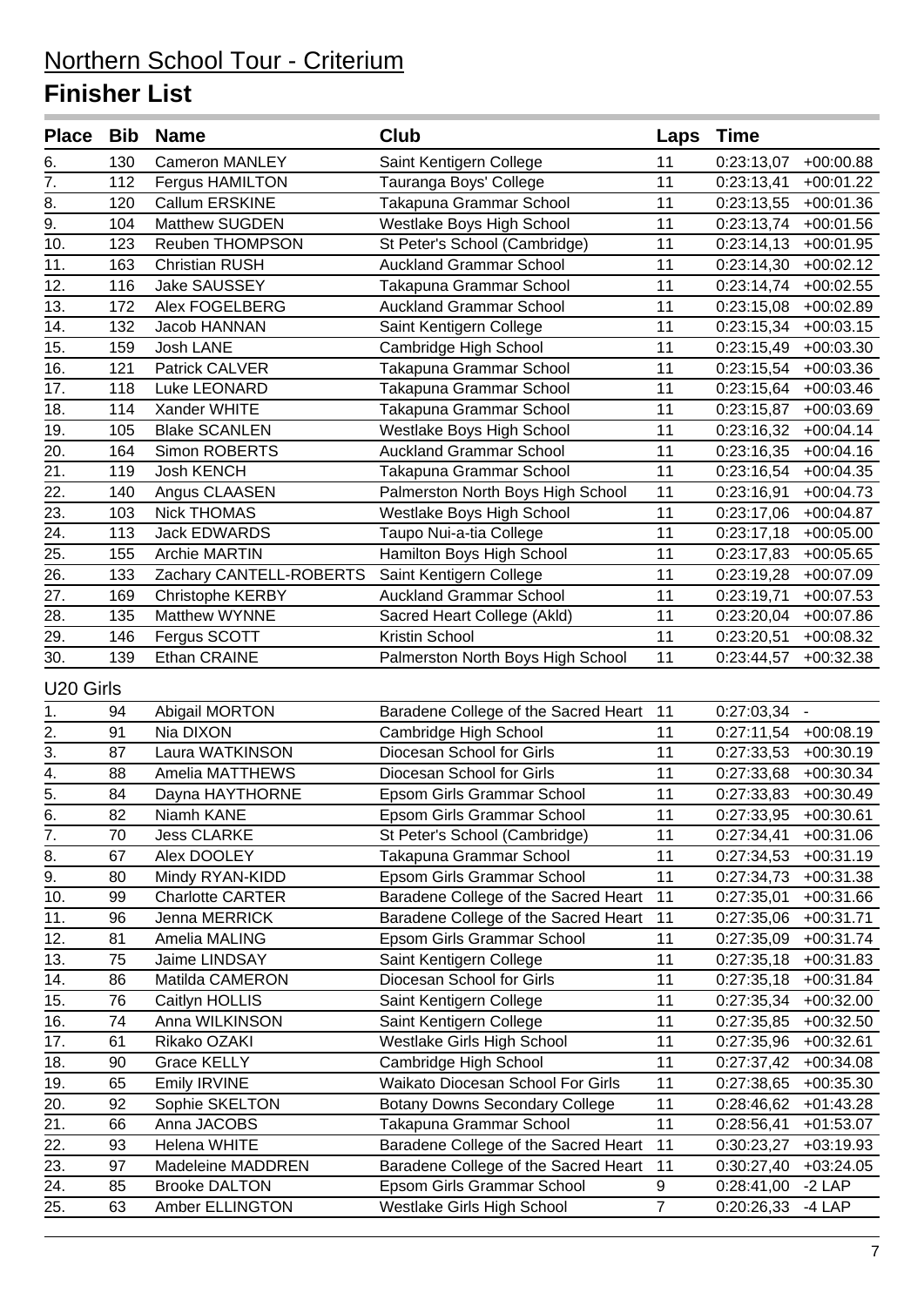# Northern School Tour - Criterium

## Finisher List

| Place | Bib | Name | Club | Laps | Time | |
|---|---|---|---|---|---|---|
| 6. | 130 | Cameron MANLEY | Saint Kentigern College | 11 | 0:23:13,07 | +00:00.88 |
| 7. | 112 | Fergus HAMILTON | Tauranga Boys' College | 11 | 0:23:13,41 | +00:01.22 |
| 8. | 120 | Callum ERSKINE | Takapuna Grammar School | 11 | 0:23:13,55 | +00:01.36 |
| 9. | 104 | Matthew SUGDEN | Westlake Boys High School | 11 | 0:23:13,74 | +00:01.56 |
| 10. | 123 | Reuben THOMPSON | St Peter's School (Cambridge) | 11 | 0:23:14,13 | +00:01.95 |
| 11. | 163 | Christian RUSH | Auckland Grammar School | 11 | 0:23:14,30 | +00:02.12 |
| 12. | 116 | Jake SAUSSEY | Takapuna Grammar School | 11 | 0:23:14,74 | +00:02.55 |
| 13. | 172 | Alex FOGELBERG | Auckland Grammar School | 11 | 0:23:15,08 | +00:02.89 |
| 14. | 132 | Jacob HANNAN | Saint Kentigern College | 11 | 0:23:15,34 | +00:03.15 |
| 15. | 159 | Josh LANE | Cambridge High School | 11 | 0:23:15,49 | +00:03.30 |
| 16. | 121 | Patrick CALVER | Takapuna Grammar School | 11 | 0:23:15,54 | +00:03.36 |
| 17. | 118 | Luke LEONARD | Takapuna Grammar School | 11 | 0:23:15,64 | +00:03.46 |
| 18. | 114 | Xander WHITE | Takapuna Grammar School | 11 | 0:23:15,87 | +00:03.69 |
| 19. | 105 | Blake SCANLEN | Westlake Boys High School | 11 | 0:23:16,32 | +00:04.14 |
| 20. | 164 | Simon ROBERTS | Auckland Grammar School | 11 | 0:23:16,35 | +00:04.16 |
| 21. | 119 | Josh KENCH | Takapuna Grammar School | 11 | 0:23:16,54 | +00:04.35 |
| 22. | 140 | Angus CLAASEN | Palmerston North Boys High School | 11 | 0:23:16,91 | +00:04.73 |
| 23. | 103 | Nick THOMAS | Westlake Boys High School | 11 | 0:23:17,06 | +00:04.87 |
| 24. | 113 | Jack EDWARDS | Taupo Nui-a-tia College | 11 | 0:23:17,18 | +00:05.00 |
| 25. | 155 | Archie MARTIN | Hamilton Boys High School | 11 | 0:23:17,83 | +00:05.65 |
| 26. | 133 | Zachary CANTELL-ROBERTS | Saint Kentigern College | 11 | 0:23:19,28 | +00:07.09 |
| 27. | 169 | Christophe KERBY | Auckland Grammar School | 11 | 0:23:19,71 | +00:07.53 |
| 28. | 135 | Matthew WYNNE | Sacred Heart College (Akld) | 11 | 0:23:20,04 | +00:07.86 |
| 29. | 146 | Fergus SCOTT | Kristin School | 11 | 0:23:20,51 | +00:08.32 |
| 30. | 139 | Ethan CRAINE | Palmerston North Boys High School | 11 | 0:23:44,57 | +00:32.38 |

U20 Girls

| Place | Bib | Name | Club | Laps | Time | |
|---|---|---|---|---|---|---|
| 1. | 94 | Abigail MORTON | Baradene College of the Sacred Heart | 11 | 0:27:03,34 | - |
| 2. | 91 | Nia DIXON | Cambridge High School | 11 | 0:27:11,54 | +00:08.19 |
| 3. | 87 | Laura WATKINSON | Diocesan School for Girls | 11 | 0:27:33,53 | +00:30.19 |
| 4. | 88 | Amelia MATTHEWS | Diocesan School for Girls | 11 | 0:27:33,68 | +00:30.34 |
| 5. | 84 | Dayna HAYTHORNE | Epsom Girls Grammar School | 11 | 0:27:33,83 | +00:30.49 |
| 6. | 82 | Niamh KANE | Epsom Girls Grammar School | 11 | 0:27:33,95 | +00:30.61 |
| 7. | 70 | Jess CLARKE | St Peter's School (Cambridge) | 11 | 0:27:34,41 | +00:31.06 |
| 8. | 67 | Alex DOOLEY | Takapuna Grammar School | 11 | 0:27:34,53 | +00:31.19 |
| 9. | 80 | Mindy RYAN-KIDD | Epsom Girls Grammar School | 11 | 0:27:34,73 | +00:31.38 |
| 10. | 99 | Charlotte CARTER | Baradene College of the Sacred Heart | 11 | 0:27:35,01 | +00:31.66 |
| 11. | 96 | Jenna MERRICK | Baradene College of the Sacred Heart | 11 | 0:27:35,06 | +00:31.71 |
| 12. | 81 | Amelia MALING | Epsom Girls Grammar School | 11 | 0:27:35,09 | +00:31.74 |
| 13. | 75 | Jaime LINDSAY | Saint Kentigern College | 11 | 0:27:35,18 | +00:31.83 |
| 14. | 86 | Matilda CAMERON | Diocesan School for Girls | 11 | 0:27:35,18 | +00:31.84 |
| 15. | 76 | Caitlyn HOLLIS | Saint Kentigern College | 11 | 0:27:35,34 | +00:32.00 |
| 16. | 74 | Anna WILKINSON | Saint Kentigern College | 11 | 0:27:35,85 | +00:32.50 |
| 17. | 61 | Rikako OZAKI | Westlake Girls High School | 11 | 0:27:35,96 | +00:32.61 |
| 18. | 90 | Grace KELLY | Cambridge High School | 11 | 0:27:37,42 | +00:34.08 |
| 19. | 65 | Emily IRVINE | Waikato Diocesan School For Girls | 11 | 0:27:38,65 | +00:35.30 |
| 20. | 92 | Sophie SKELTON | Botany Downs Secondary College | 11 | 0:28:46,62 | +01:43.28 |
| 21. | 66 | Anna JACOBS | Takapuna Grammar School | 11 | 0:28:56,41 | +01:53.07 |
| 22. | 93 | Helena WHITE | Baradene College of the Sacred Heart | 11 | 0:30:23,27 | +03:19.93 |
| 23. | 97 | Madeleine MADDREN | Baradene College of the Sacred Heart | 11 | 0:30:27,40 | +03:24.05 |
| 24. | 85 | Brooke DALTON | Epsom Girls Grammar School | 9 | 0:28:41,00 | -2 LAP |
| 25. | 63 | Amber ELLINGTON | Westlake Girls High School | 7 | 0:20:26,33 | -4 LAP |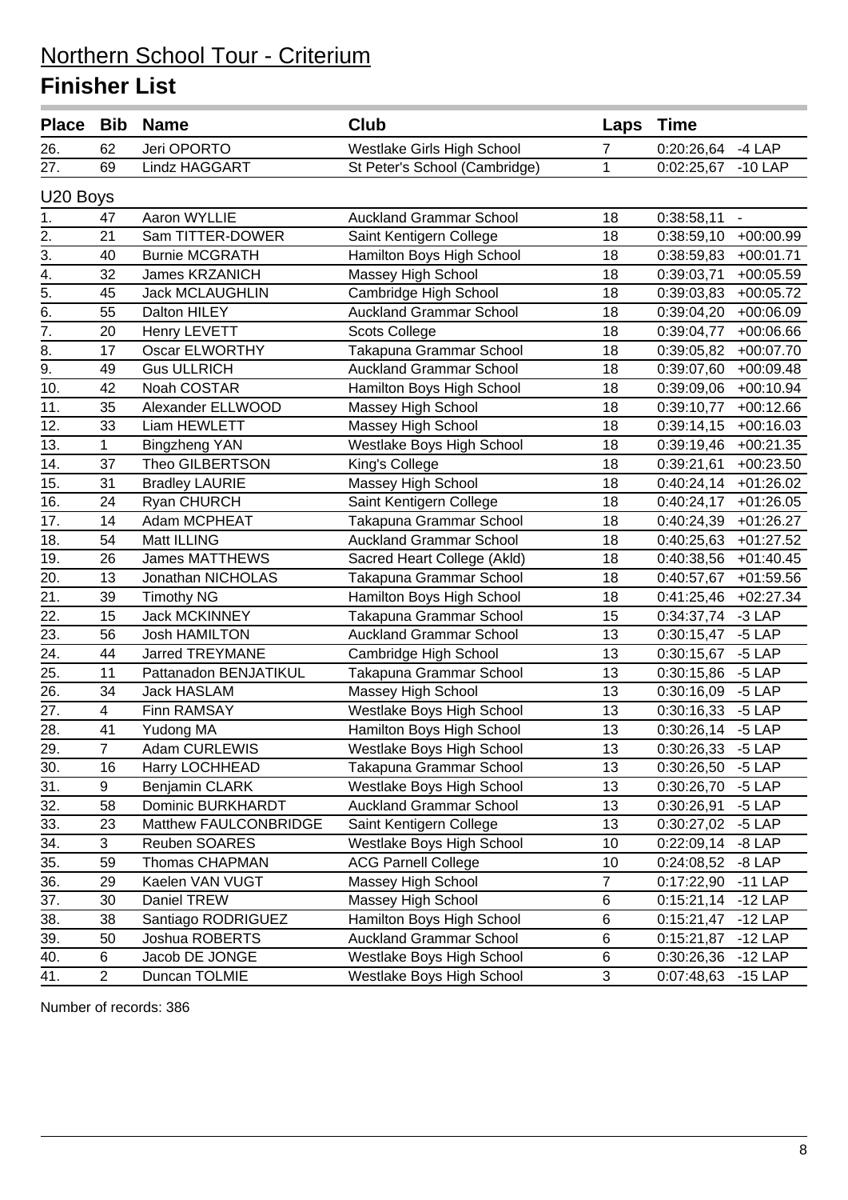# Northern School Tour - Criterium

## Finisher List

| Place | Bib | Name | Club | Laps | Time | |
|---|---|---|---|---|---|---|
| 26. | 62 | Jeri OPORTO | Westlake Girls High School | 7 | 0:20:26,64 | -4 LAP |
| 27. | 69 | Lindz HAGGART | St Peter's School (Cambridge) | 1 | 0:02:25,67 | -10 LAP |

### U20 Boys

| Place | Bib | Name | Club | Laps | Time | |
|---|---|---|---|---|---|---|
| 1. | 47 | Aaron WYLLIE | Auckland Grammar School | 18 | 0:38:58,11 | - |
| 2. | 21 | Sam TITTER-DOWER | Saint Kentigern College | 18 | 0:38:59,10 | +00:00.99 |
| 3. | 40 | Burnie MCGRATH | Hamilton Boys High School | 18 | 0:38:59,83 | +00:01.71 |
| 4. | 32 | James KRZANICH | Massey High School | 18 | 0:39:03,71 | +00:05.59 |
| 5. | 45 | Jack MCLAUGHLIN | Cambridge High School | 18 | 0:39:03,83 | +00:05.72 |
| 6. | 55 | Dalton HILEY | Auckland Grammar School | 18 | 0:39:04,20 | +00:06.09 |
| 7. | 20 | Henry LEVETT | Scots College | 18 | 0:39:04,77 | +00:06.66 |
| 8. | 17 | Oscar ELWORTHY | Takapuna Grammar School | 18 | 0:39:05,82 | +00:07.70 |
| 9. | 49 | Gus ULLRICH | Auckland Grammar School | 18 | 0:39:07,60 | +00:09.48 |
| 10. | 42 | Noah COSTAR | Hamilton Boys High School | 18 | 0:39:09,06 | +00:10.94 |
| 11. | 35 | Alexander ELLWOOD | Massey High School | 18 | 0:39:10,77 | +00:12.66 |
| 12. | 33 | Liam HEWLETT | Massey High School | 18 | 0:39:14,15 | +00:16.03 |
| 13. | 1 | Bingzheng YAN | Westlake Boys High School | 18 | 0:39:19,46 | +00:21.35 |
| 14. | 37 | Theo GILBERTSON | King's College | 18 | 0:39:21,61 | +00:23.50 |
| 15. | 31 | Bradley LAURIE | Massey High School | 18 | 0:40:24,14 | +01:26.02 |
| 16. | 24 | Ryan CHURCH | Saint Kentigern College | 18 | 0:40:24,17 | +01:26.05 |
| 17. | 14 | Adam MCPHEAT | Takapuna Grammar School | 18 | 0:40:24,39 | +01:26.27 |
| 18. | 54 | Matt ILLING | Auckland Grammar School | 18 | 0:40:25,63 | +01:27.52 |
| 19. | 26 | James MATTHEWS | Sacred Heart College (Akld) | 18 | 0:40:38,56 | +01:40.45 |
| 20. | 13 | Jonathan NICHOLAS | Takapuna Grammar School | 18 | 0:40:57,67 | +01:59.56 |
| 21. | 39 | Timothy NG | Hamilton Boys High School | 18 | 0:41:25,46 | +02:27.34 |
| 22. | 15 | Jack MCKINNEY | Takapuna Grammar School | 15 | 0:34:37,74 | -3 LAP |
| 23. | 56 | Josh HAMILTON | Auckland Grammar School | 13 | 0:30:15,47 | -5 LAP |
| 24. | 44 | Jarred TREYMANE | Cambridge High School | 13 | 0:30:15,67 | -5 LAP |
| 25. | 11 | Pattanadon BENJATIKUL | Takapuna Grammar School | 13 | 0:30:15,86 | -5 LAP |
| 26. | 34 | Jack HASLAM | Massey High School | 13 | 0:30:16,09 | -5 LAP |
| 27. | 4 | Finn RAMSAY | Westlake Boys High School | 13 | 0:30:16,33 | -5 LAP |
| 28. | 41 | Yudong MA | Hamilton Boys High School | 13 | 0:30:26,14 | -5 LAP |
| 29. | 7 | Adam CURLEWIS | Westlake Boys High School | 13 | 0:30:26,33 | -5 LAP |
| 30. | 16 | Harry LOCHHEAD | Takapuna Grammar School | 13 | 0:30:26,50 | -5 LAP |
| 31. | 9 | Benjamin CLARK | Westlake Boys High School | 13 | 0:30:26,70 | -5 LAP |
| 32. | 58 | Dominic BURKHARDT | Auckland Grammar School | 13 | 0:30:26,91 | -5 LAP |
| 33. | 23 | Matthew FAULCONBRIDGE | Saint Kentigern College | 13 | 0:30:27,02 | -5 LAP |
| 34. | 3 | Reuben SOARES | Westlake Boys High School | 10 | 0:22:09,14 | -8 LAP |
| 35. | 59 | Thomas CHAPMAN | ACG Parnell College | 10 | 0:24:08,52 | -8 LAP |
| 36. | 29 | Kaelen VAN VUGT | Massey High School | 7 | 0:17:22,90 | -11 LAP |
| 37. | 30 | Daniel TREW | Massey High School | 6 | 0:15:21,14 | -12 LAP |
| 38. | 38 | Santiago RODRIGUEZ | Hamilton Boys High School | 6 | 0:15:21,47 | -12 LAP |
| 39. | 50 | Joshua ROBERTS | Auckland Grammar School | 6 | 0:15:21,87 | -12 LAP |
| 40. | 6 | Jacob DE JONGE | Westlake Boys High School | 6 | 0:30:26,36 | -12 LAP |
| 41. | 2 | Duncan TOLMIE | Westlake Boys High School | 3 | 0:07:48,63 | -15 LAP |

Number of records: 386